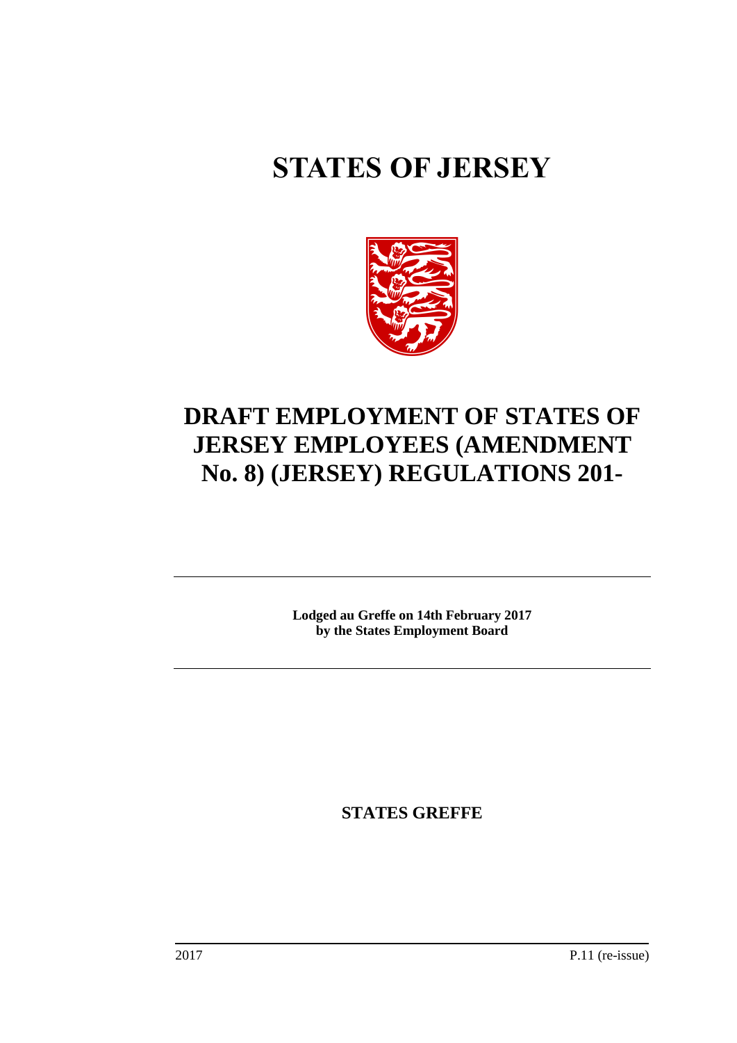# STATES OF JERSEY

# DRAFT EMPLOYMENT OF STATES OF JERSEY EMPLOYEES (AMENDMENT No. 8) (JERSEY) REGULATIONS 201-

---

**Lodged au Greffe on 14th February 2017**
**by the States Employment Board**

---

**STATES GREFFE**

2017 P.11 (re-issue)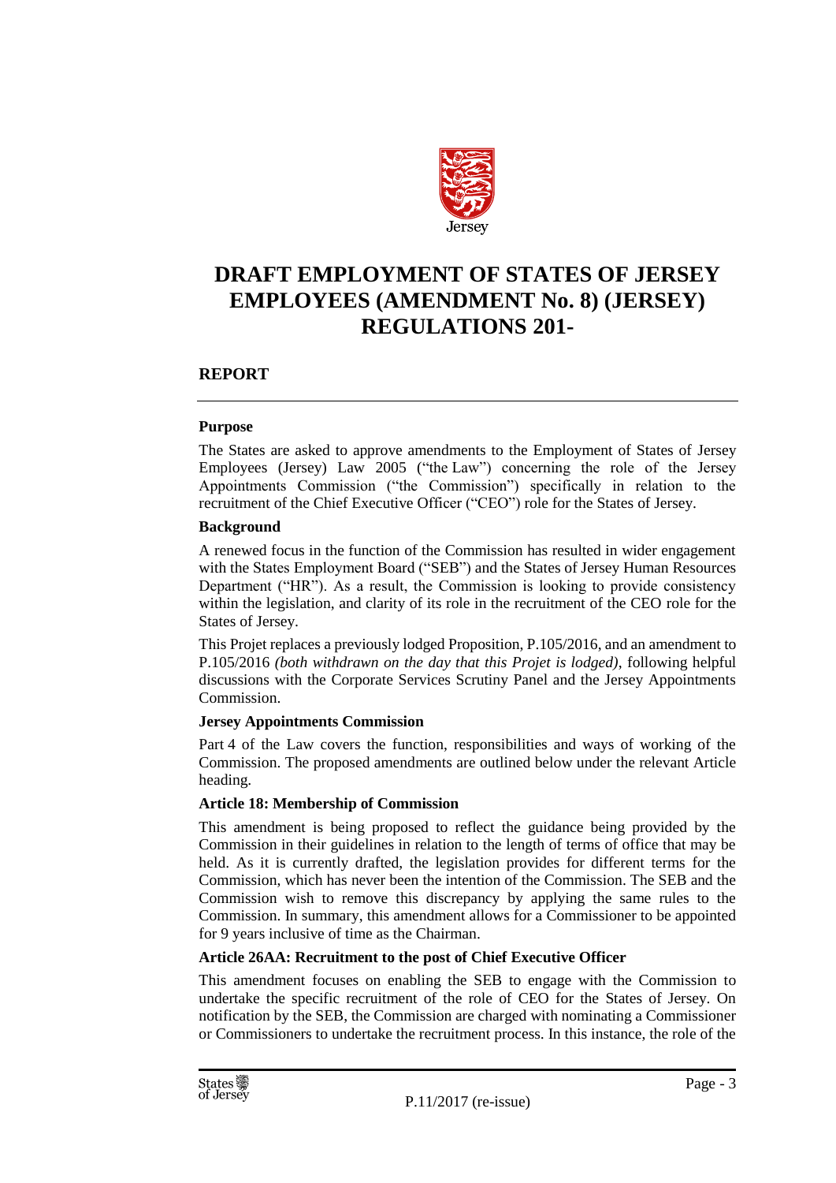Jersey

# DRAFT EMPLOYMENT OF STATES OF JERSEY EMPLOYEES (AMENDMENT No. 8) (JERSEY) REGULATIONS 201-

## REPORT

### Purpose

The States are asked to approve amendments to the Employment of States of Jersey Employees (Jersey) Law 2005 ("the Law") concerning the role of the Jersey Appointments Commission ("the Commission") specifically in relation to the recruitment of the Chief Executive Officer ("CEO") role for the States of Jersey.

### Background

A renewed focus in the function of the Commission has resulted in wider engagement with the States Employment Board ("SEB") and the States of Jersey Human Resources Department ("HR"). As a result, the Commission is looking to provide consistency within the legislation, and clarity of its role in the recruitment of the CEO role for the States of Jersey.

This Projet replaces a previously lodged Proposition, P.105/2016, and an amendment to P.105/2016 *(both withdrawn on the day that this Projet is lodged)*, following helpful discussions with the Corporate Services Scrutiny Panel and the Jersey Appointments Commission.

### Jersey Appointments Commission

Part 4 of the Law covers the function, responsibilities and ways of working of the Commission. The proposed amendments are outlined below under the relevant Article heading.

### Article 18: Membership of Commission

This amendment is being proposed to reflect the guidance being provided by the Commission in their guidelines in relation to the length of terms of office that may be held. As it is currently drafted, the legislation provides for different terms for the Commission, which has never been the intention of the Commission. The SEB and the Commission wish to remove this discrepancy by applying the same rules to the Commission. In summary, this amendment allows for a Commissioner to be appointed for 9 years inclusive of time as the Chairman.

### Article 26AA: Recruitment to the post of Chief Executive Officer

This amendment focuses on enabling the SEB to engage with the Commission to undertake the specific recruitment of the role of CEO for the States of Jersey. On notification by the SEB, the Commission are charged with nominating a Commissioner or Commissioners to undertake the recruitment process. In this instance, the role of the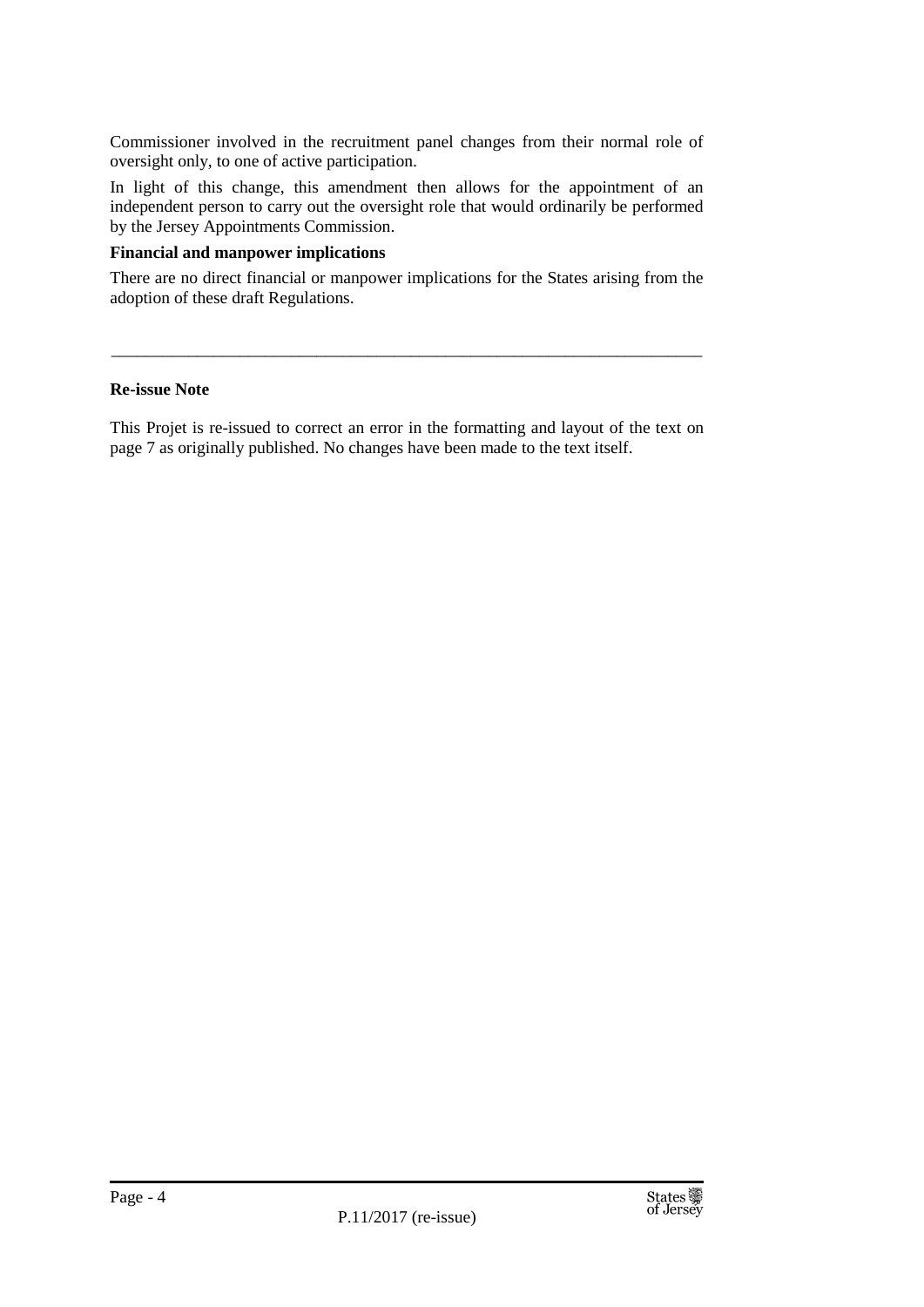Commissioner involved in the recruitment panel changes from their normal role of oversight only, to one of active participation.

In light of this change, this amendment then allows for the appointment of an independent person to carry out the oversight role that would ordinarily be performed by the Jersey Appointments Commission.

**Financial and manpower implications**

There are no direct financial or manpower implications for the States arising from the adoption of these draft Regulations.

---

**Re-issue Note**

This Projet is re-issued to correct an error in the formatting and layout of the text on page 7 as originally published. No changes have been made to the text itself.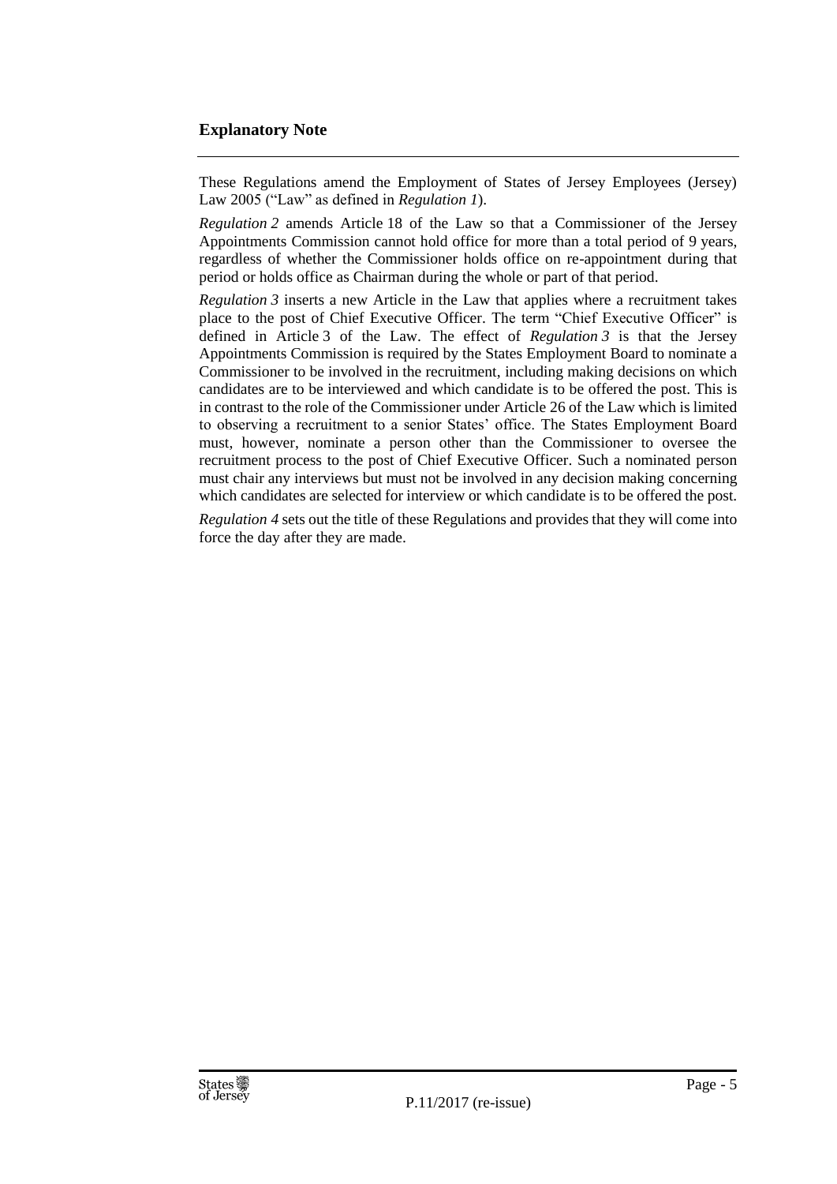## Explanatory Note

These Regulations amend the Employment of States of Jersey Employees (Jersey) Law 2005 ("Law" as defined in *Regulation 1*).

*Regulation 2* amends Article 18 of the Law so that a Commissioner of the Jersey Appointments Commission cannot hold office for more than a total period of 9 years, regardless of whether the Commissioner holds office on re-appointment during that period or holds office as Chairman during the whole or part of that period.

*Regulation 3* inserts a new Article in the Law that applies where a recruitment takes place to the post of Chief Executive Officer. The term "Chief Executive Officer" is defined in Article 3 of the Law. The effect of *Regulation 3* is that the Jersey Appointments Commission is required by the States Employment Board to nominate a Commissioner to be involved in the recruitment, including making decisions on which candidates are to be interviewed and which candidate is to be offered the post. This is in contrast to the role of the Commissioner under Article 26 of the Law which is limited to observing a recruitment to a senior States' office. The States Employment Board must, however, nominate a person other than the Commissioner to oversee the recruitment process to the post of Chief Executive Officer. Such a nominated person must chair any interviews but must not be involved in any decision making concerning which candidates are selected for interview or which candidate is to be offered the post.

*Regulation 4* sets out the title of these Regulations and provides that they will come into force the day after they are made.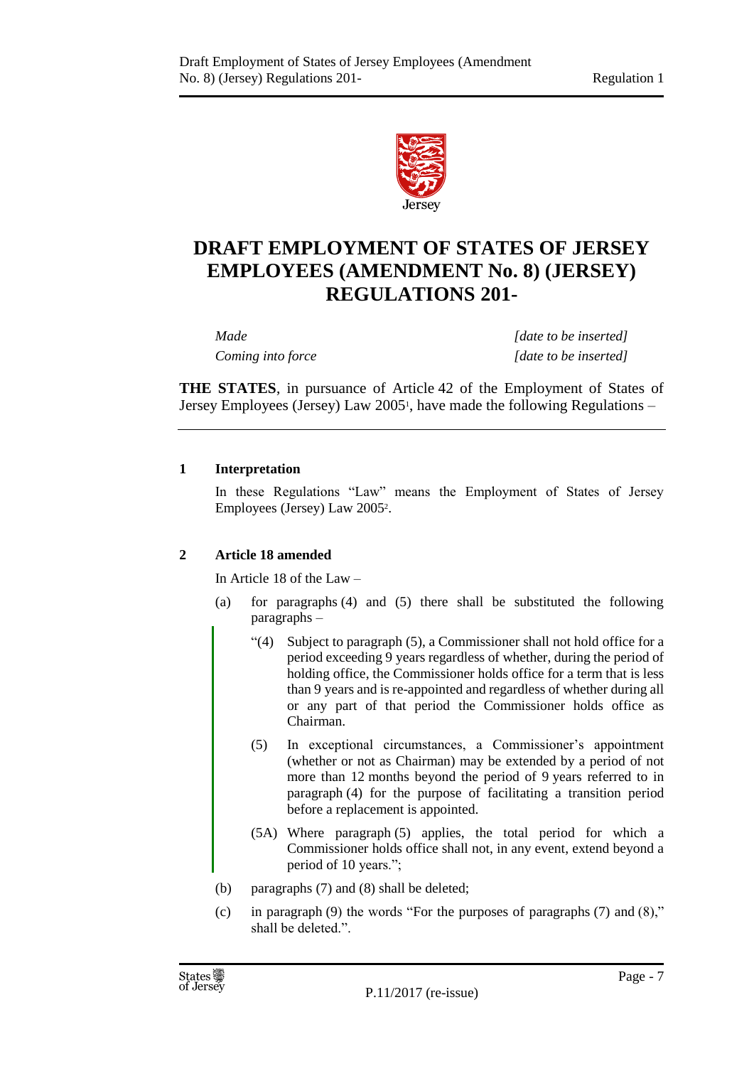# DRAFT EMPLOYMENT OF STATES OF JERSEY EMPLOYEES (AMENDMENT No. 8) (JERSEY) REGULATIONS 201-

| | |
|---|---|
| *Made* | *[date to be inserted]* |
| *Coming into force* | *[date to be inserted]* |

**THE STATES**, in pursuance of Article 42 of the Employment of States of Jersey Employees (Jersey) Law 2005[1], have made the following Regulations –

## 1 Interpretation

In these Regulations "Law" means the Employment of States of Jersey Employees (Jersey) Law 2005[2].

## 2 Article 18 amended

In Article 18 of the Law –

(a) for paragraphs (4) and (5) there shall be substituted the following paragraphs –

> "(4) Subject to paragraph (5), a Commissioner shall not hold office for a period exceeding 9 years regardless of whether, during the period of holding office, the Commissioner holds office for a term that is less than 9 years and is re-appointed and regardless of whether during all or any part of that period the Commissioner holds office as Chairman.
>
> (5) In exceptional circumstances, a Commissioner's appointment (whether or not as Chairman) may be extended by a period of not more than 12 months beyond the period of 9 years referred to in paragraph (4) for the purpose of facilitating a transition period before a replacement is appointed.
>
> (5A) Where paragraph (5) applies, the total period for which a Commissioner holds office shall not, in any event, extend beyond a period of 10 years.";

(b) paragraphs (7) and (8) shall be deleted;

(c) in paragraph (9) the words "For the purposes of paragraphs (7) and (8)," shall be deleted.".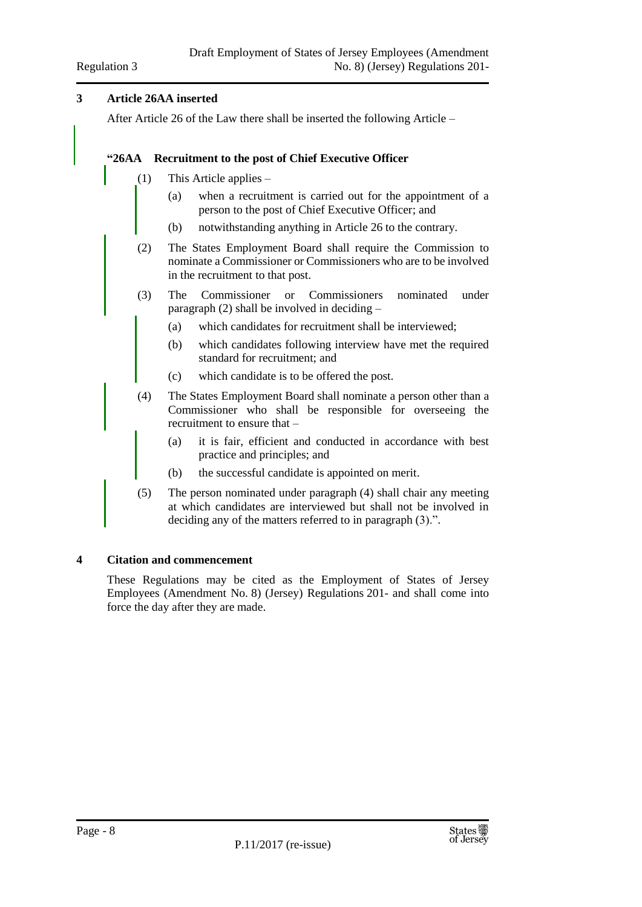## 3 Article 26AA inserted

After Article 26 of the Law there shall be inserted the following Article –

**"26AA Recruitment to the post of Chief Executive Officer**

(1) This Article applies –

(a) when a recruitment is carried out for the appointment of a person to the post of Chief Executive Officer; and

(b) notwithstanding anything in Article 26 to the contrary.

(2) The States Employment Board shall require the Commission to nominate a Commissioner or Commissioners who are to be involved in the recruitment to that post.

(3) The Commissioner or Commissioners nominated under paragraph (2) shall be involved in deciding –

(a) which candidates for recruitment shall be interviewed;

(b) which candidates following interview have met the required standard for recruitment; and

(c) which candidate is to be offered the post.

(4) The States Employment Board shall nominate a person other than a Commissioner who shall be responsible for overseeing the recruitment to ensure that –

(a) it is fair, efficient and conducted in accordance with best practice and principles; and

(b) the successful candidate is appointed on merit.

(5) The person nominated under paragraph (4) shall chair any meeting at which candidates are interviewed but shall not be involved in deciding any of the matters referred to in paragraph (3).".

## 4 Citation and commencement

These Regulations may be cited as the Employment of States of Jersey Employees (Amendment No. 8) (Jersey) Regulations 201- and shall come into force the day after they are made.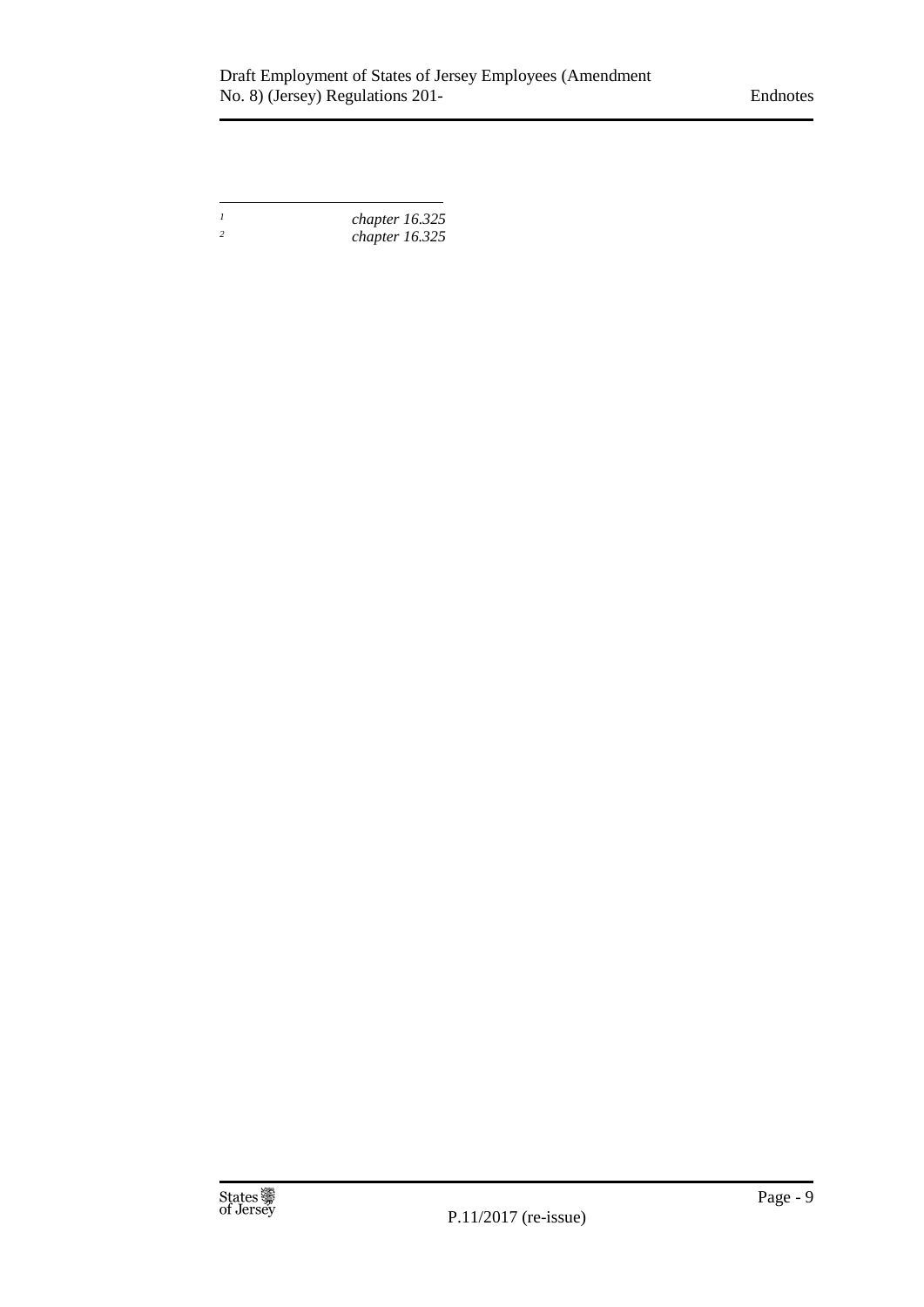[1] *chapter 16.325*

[2] *chapter 16.325*